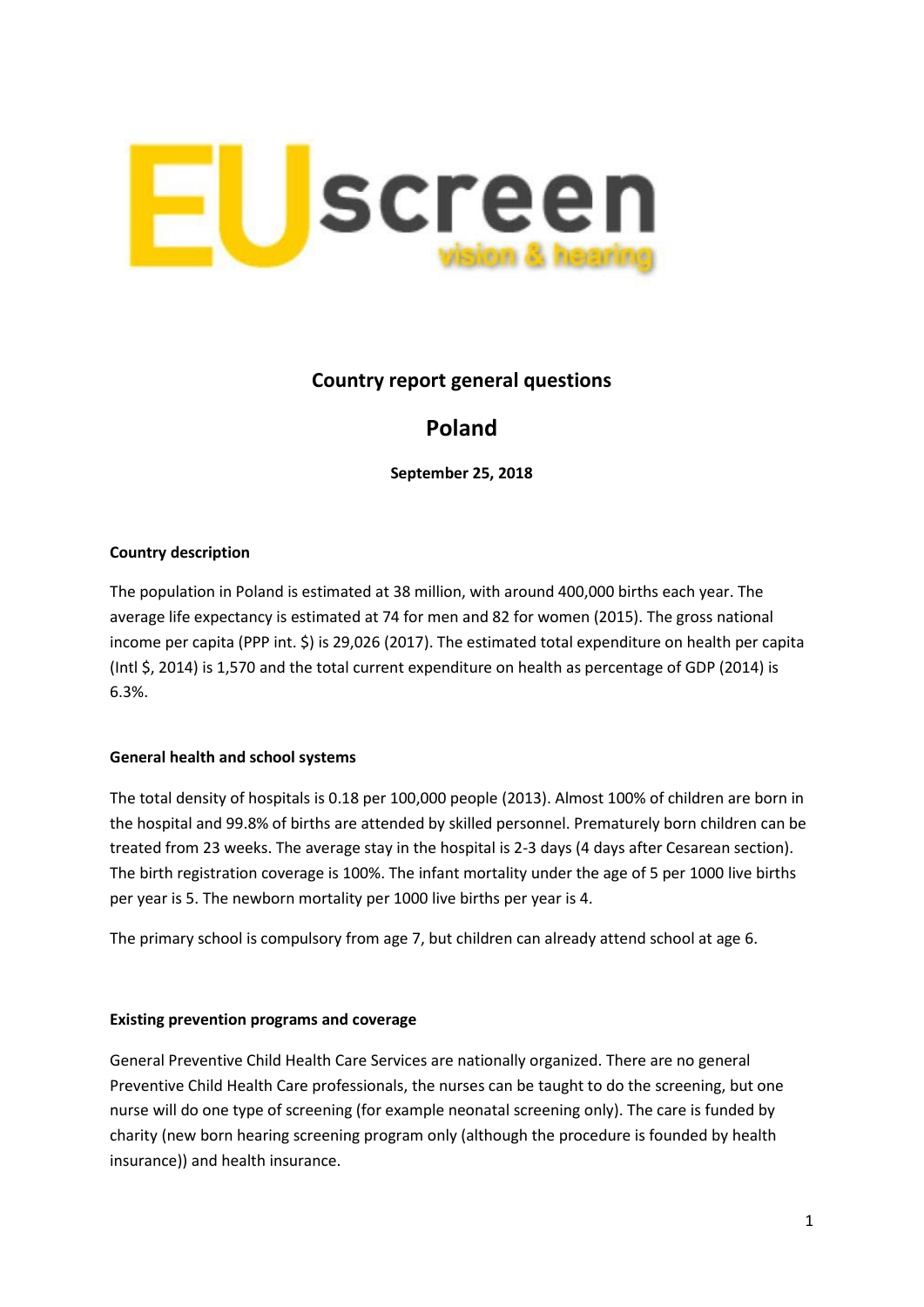# Country report general questions

## Poland

**September 25, 2018**

### Country description

The population in Poland is estimated at 38 million, with around 400,000 births each year. The average life expectancy is estimated at 74 for men and 82 for women (2015). The gross national income per capita (PPP int. $) is 29,026 (2017). The estimated total expenditure on health per capita (Intl $, 2014) is 1,570 and the total current expenditure on health as percentage of GDP (2014) is 6.3%.

### General health and school systems

The total density of hospitals is 0.18 per 100,000 people (2013). Almost 100% of children are born in the hospital and 99.8% of births are attended by skilled personnel. Prematurely born children can be treated from 23 weeks. The average stay in the hospital is 2-3 days (4 days after Cesarean section). The birth registration coverage is 100%. The infant mortality under the age of 5 per 1000 live births per year is 5. The newborn mortality per 1000 live births per year is 4.

The primary school is compulsory from age 7, but children can already attend school at age 6.

### Existing prevention programs and coverage

General Preventive Child Health Care Services are nationally organized. There are no general Preventive Child Health Care professionals, the nurses can be taught to do the screening, but one nurse will do one type of screening (for example neonatal screening only). The care is funded by charity (new born hearing screening program only (although the procedure is founded by health insurance)) and health insurance.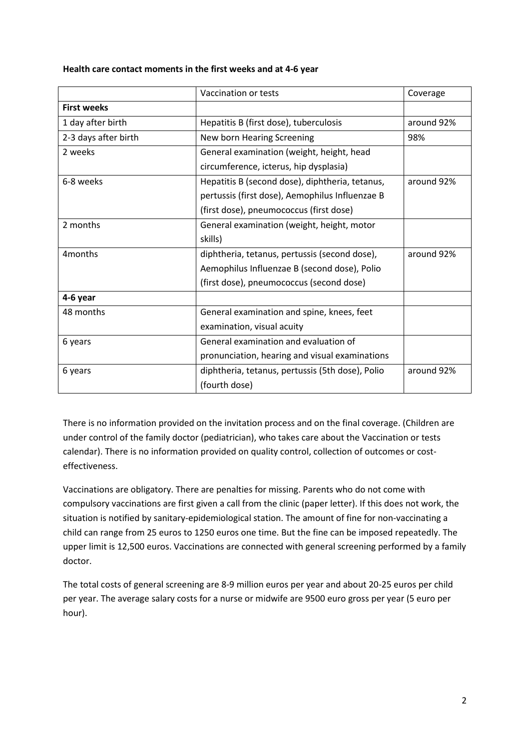**Health care contact moments in the first weeks and at 4-6 year**

| | Vaccination or tests | Coverage |
|---|---|---|
| **First weeks** | | |
| 1 day after birth | Hepatitis B (first dose), tuberculosis | around 92% |
| 2-3 days after birth | New born Hearing Screening | 98% |
| 2 weeks | General examination (weight, height, head circumference, icterus, hip dysplasia) | |
| 6-8 weeks | Hepatitis B (second dose), diphtheria, tetanus, pertussis (first dose), Aemophilus Influenzae B (first dose), pneumococcus (first dose) | around 92% |
| 2 months | General examination (weight, height, motor skills) | |
| 4months | diphtheria, tetanus, pertussis (second dose), Aemophilus Influenzae B (second dose), Polio (first dose), pneumococcus (second dose) | around 92% |
| **4-6 year** | | |
| 48 months | General examination and spine, knees, feet examination, visual acuity | |
| 6 years | General examination and evaluation of pronunciation, hearing and visual examinations | |
| 6 years | diphtheria, tetanus, pertussis (5th dose), Polio (fourth dose) | around 92% |

There is no information provided on the invitation process and on the final coverage. (Children are under control of the family doctor (pediatrician), who takes care about the Vaccination or tests calendar). There is no information provided on quality control, collection of outcomes or cost-effectiveness.

Vaccinations are obligatory. There are penalties for missing. Parents who do not come with compulsory vaccinations are first given a call from the clinic (paper letter). If this does not work, the situation is notified by sanitary-epidemiological station. The amount of fine for non-vaccinating a child can range from 25 euros to 1250 euros one time. But the fine can be imposed repeatedly. The upper limit is 12,500 euros. Vaccinations are connected with general screening performed by a family doctor.

The total costs of general screening are 8-9 million euros per year and about 20-25 euros per child per year. The average salary costs for a nurse or midwife are 9500 euro gross per year (5 euro per hour).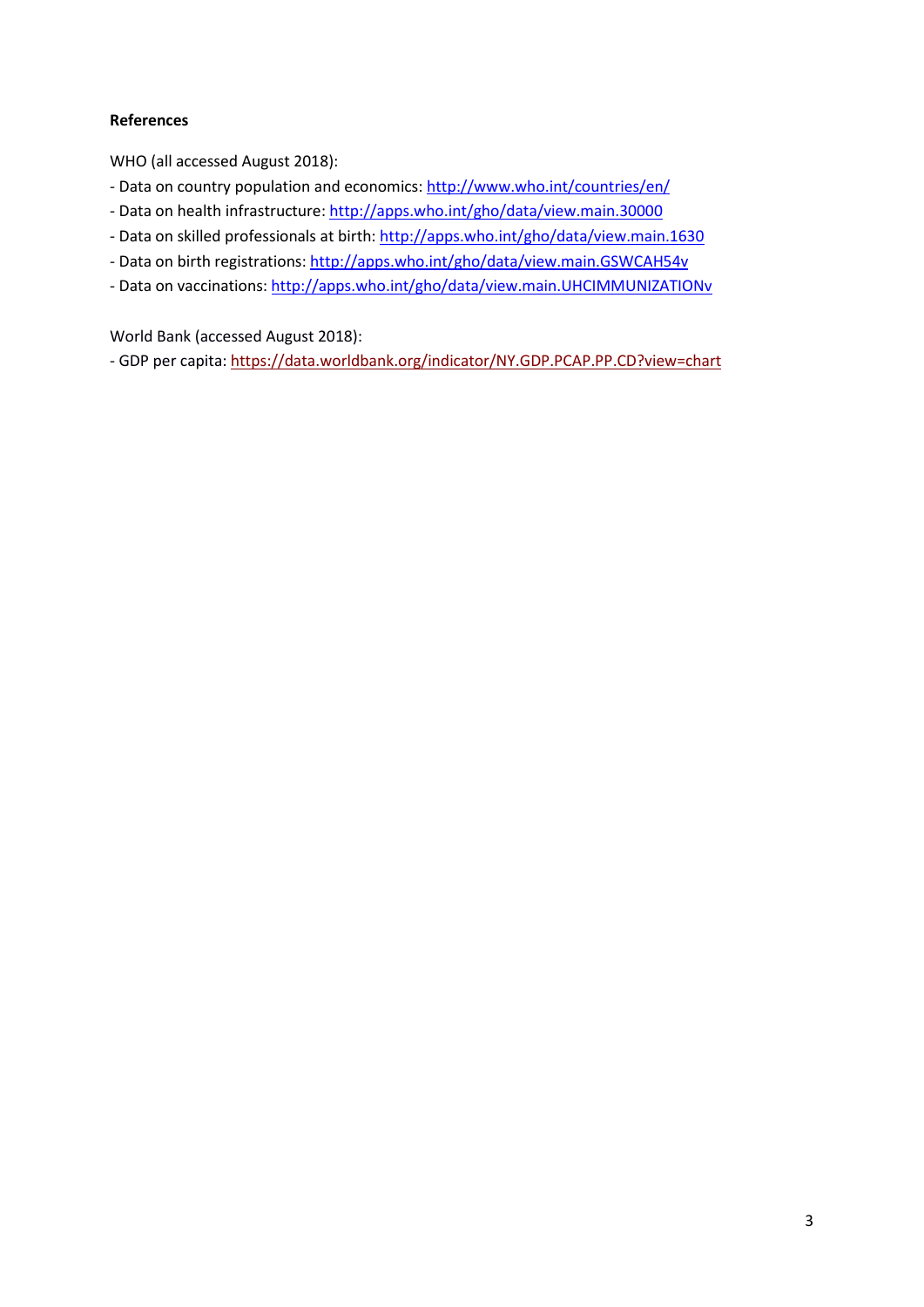**References**

WHO (all accessed August 2018):

- Data on country population and economics: http://www.who.int/countries/en/
- Data on health infrastructure: http://apps.who.int/gho/data/view.main.30000
- Data on skilled professionals at birth: http://apps.who.int/gho/data/view.main.1630
- Data on birth registrations: http://apps.who.int/gho/data/view.main.GSWCAH54v
- Data on vaccinations: http://apps.who.int/gho/data/view.main.UHCIMMUNIZATIONv

World Bank (accessed August 2018):

- GDP per capita: https://data.worldbank.org/indicator/NY.GDP.PCAP.PP.CD?view=chart